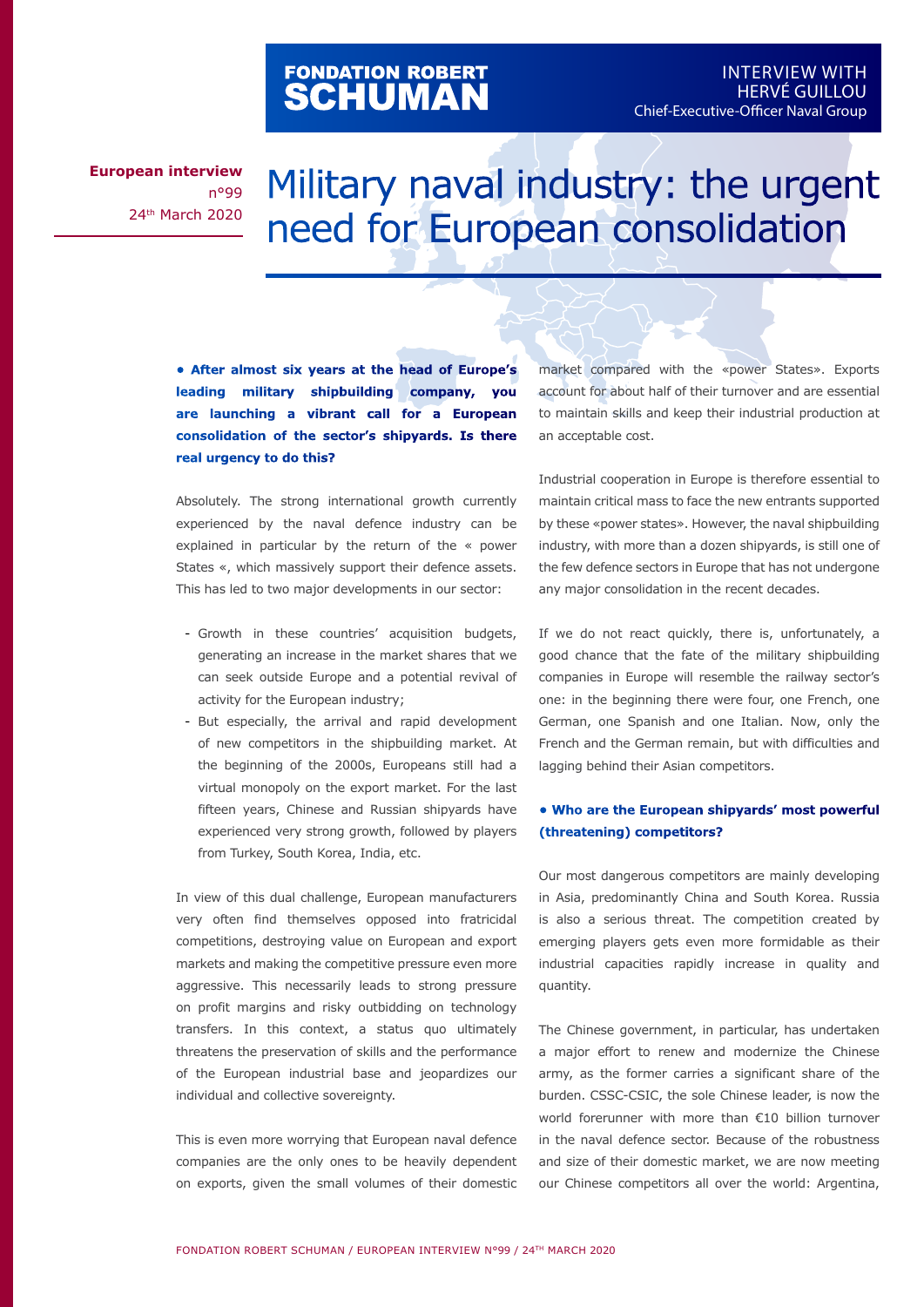# FONDATION ROBERT SCHUMAN

INTERVIEW WITH HERVÉ GUILLOU
Chief-Executive-Officer Naval Group

**European interview**
n°99
24th March 2020

# Military naval industry: the urgent need for European consolidation

**• After almost six years at the head of Europe's leading military shipbuilding company, you are launching a vibrant call for a European consolidation of the sector's shipyards. Is there real urgency to do this?**

Absolutely. The strong international growth currently experienced by the naval defence industry can be explained in particular by the return of the « power States «, which massively support their defence assets. This has led to two major developments in our sector:

- Growth in these countries' acquisition budgets, generating an increase in the market shares that we can seek outside Europe and a potential revival of activity for the European industry;
- But especially, the arrival and rapid development of new competitors in the shipbuilding market. At the beginning of the 2000s, Europeans still had a virtual monopoly on the export market. For the last fifteen years, Chinese and Russian shipyards have experienced very strong growth, followed by players from Turkey, South Korea, India, etc.

In view of this dual challenge, European manufacturers very often find themselves opposed into fratricidal competitions, destroying value on European and export markets and making the competitive pressure even more aggressive. This necessarily leads to strong pressure on profit margins and risky outbidding on technology transfers. In this context, a status quo ultimately threatens the preservation of skills and the performance of the European industrial base and jeopardizes our individual and collective sovereignty.

This is even more worrying that European naval defence companies are the only ones to be heavily dependent on exports, given the small volumes of their domestic market compared with the «power States». Exports account for about half of their turnover and are essential to maintain skills and keep their industrial production at an acceptable cost.

Industrial cooperation in Europe is therefore essential to maintain critical mass to face the new entrants supported by these «power states». However, the naval shipbuilding industry, with more than a dozen shipyards, is still one of the few defence sectors in Europe that has not undergone any major consolidation in the recent decades.

If we do not react quickly, there is, unfortunately, a good chance that the fate of the military shipbuilding companies in Europe will resemble the railway sector's one: in the beginning there were four, one French, one German, one Spanish and one Italian. Now, only the French and the German remain, but with difficulties and lagging behind their Asian competitors.

**• Who are the European shipyards' most powerful (threatening) competitors?**

Our most dangerous competitors are mainly developing in Asia, predominantly China and South Korea. Russia is also a serious threat. The competition created by emerging players gets even more formidable as their industrial capacities rapidly increase in quality and quantity.

The Chinese government, in particular, has undertaken a major effort to renew and modernize the Chinese army, as the former carries a significant share of the burden. CSSC-CSIC, the sole Chinese leader, is now the world forerunner with more than €10 billion turnover in the naval defence sector. Because of the robustness and size of their domestic market, we are now meeting our Chinese competitors all over the world: Argentina,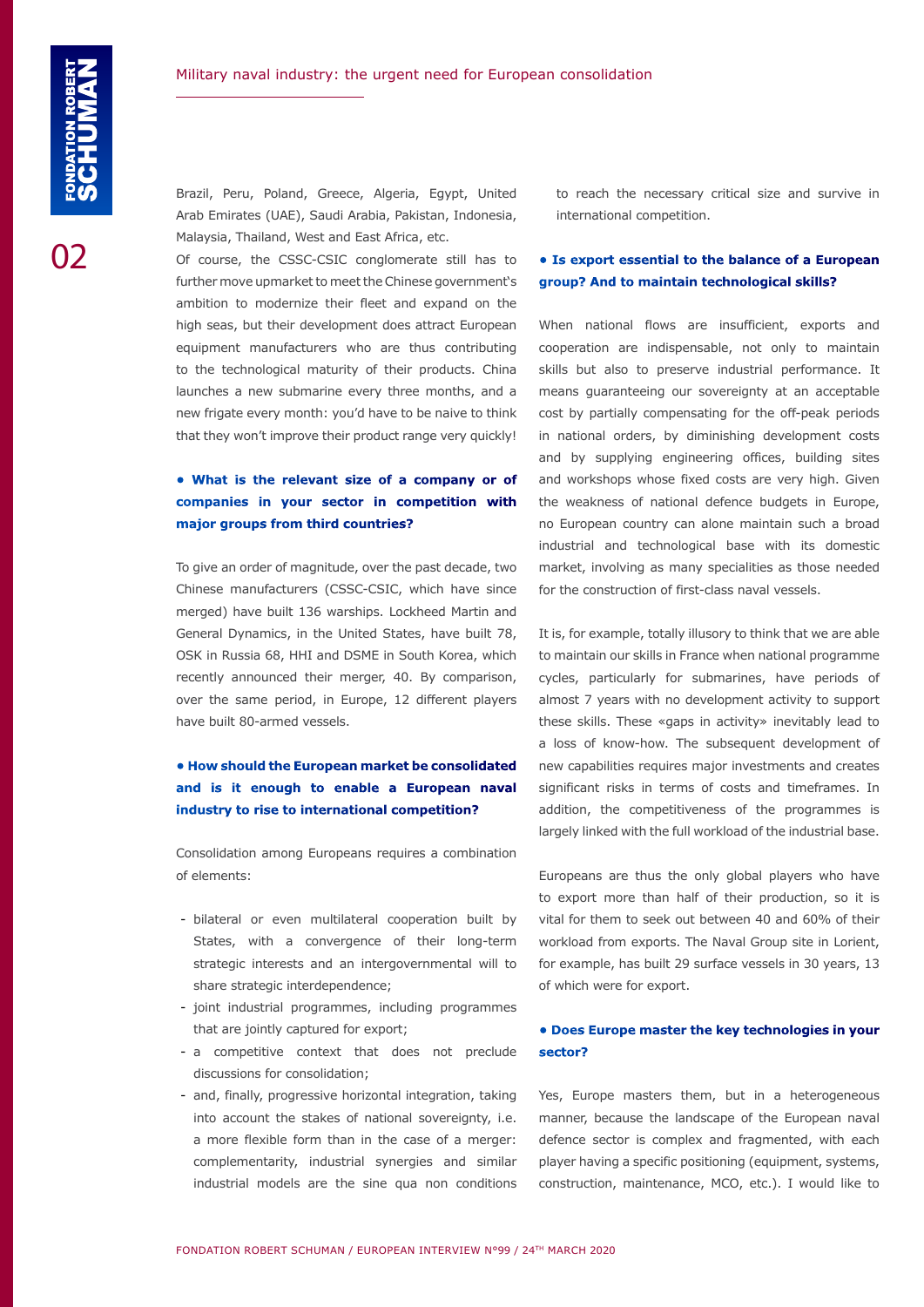Brazil, Peru, Poland, Greece, Algeria, Egypt, United Arab Emirates (UAE), Saudi Arabia, Pakistan, Indonesia, Malaysia, Thailand, West and East Africa, etc.

Of course, the CSSC-CSIC conglomerate still has to further move upmarket to meet the Chinese government's ambition to modernize their fleet and expand on the high seas, but their development does attract European equipment manufacturers who are thus contributing to the technological maturity of their products. China launches a new submarine every three months, and a new frigate every month: you'd have to be naive to think that they won't improve their product range very quickly!

**• What is the relevant size of a company or of companies in your sector in competition with major groups from third countries?**

To give an order of magnitude, over the past decade, two Chinese manufacturers (CSSC-CSIC, which have since merged) have built 136 warships. Lockheed Martin and General Dynamics, in the United States, have built 78, OSK in Russia 68, HHI and DSME in South Korea, which recently announced their merger, 40. By comparison, over the same period, in Europe, 12 different players have built 80-armed vessels.

**• How should the European market be consolidated and is it enough to enable a European naval industry to rise to international competition?**

Consolidation among Europeans requires a combination of elements:

- bilateral or even multilateral cooperation built by States, with a convergence of their long-term strategic interests and an intergovernmental will to share strategic interdependence;
- joint industrial programmes, including programmes that are jointly captured for export;
- a competitive context that does not preclude discussions for consolidation;
- and, finally, progressive horizontal integration, taking into account the stakes of national sovereignty, i.e. a more flexible form than in the case of a merger: complementarity, industrial synergies and similar industrial models are the sine qua non conditions to reach the necessary critical size and survive in international competition.

**• Is export essential to the balance of a European group? And to maintain technological skills?**

When national flows are insufficient, exports and cooperation are indispensable, not only to maintain skills but also to preserve industrial performance. It means guaranteeing our sovereignty at an acceptable cost by partially compensating for the off-peak periods in national orders, by diminishing development costs and by supplying engineering offices, building sites and workshops whose fixed costs are very high. Given the weakness of national defence budgets in Europe, no European country can alone maintain such a broad industrial and technological base with its domestic market, involving as many specialities as those needed for the construction of first-class naval vessels.

It is, for example, totally illusory to think that we are able to maintain our skills in France when national programme cycles, particularly for submarines, have periods of almost 7 years with no development activity to support these skills. These «gaps in activity» inevitably lead to a loss of know-how. The subsequent development of new capabilities requires major investments and creates significant risks in terms of costs and timeframes. In addition, the competitiveness of the programmes is largely linked with the full workload of the industrial base.

Europeans are thus the only global players who have to export more than half of their production, so it is vital for them to seek out between 40 and 60% of their workload from exports. The Naval Group site in Lorient, for example, has built 29 surface vessels in 30 years, 13 of which were for export.

**• Does Europe master the key technologies in your sector?**

Yes, Europe masters them, but in a heterogeneous manner, because the landscape of the European naval defence sector is complex and fragmented, with each player having a specific positioning (equipment, systems, construction, maintenance, MCO, etc.). I would like to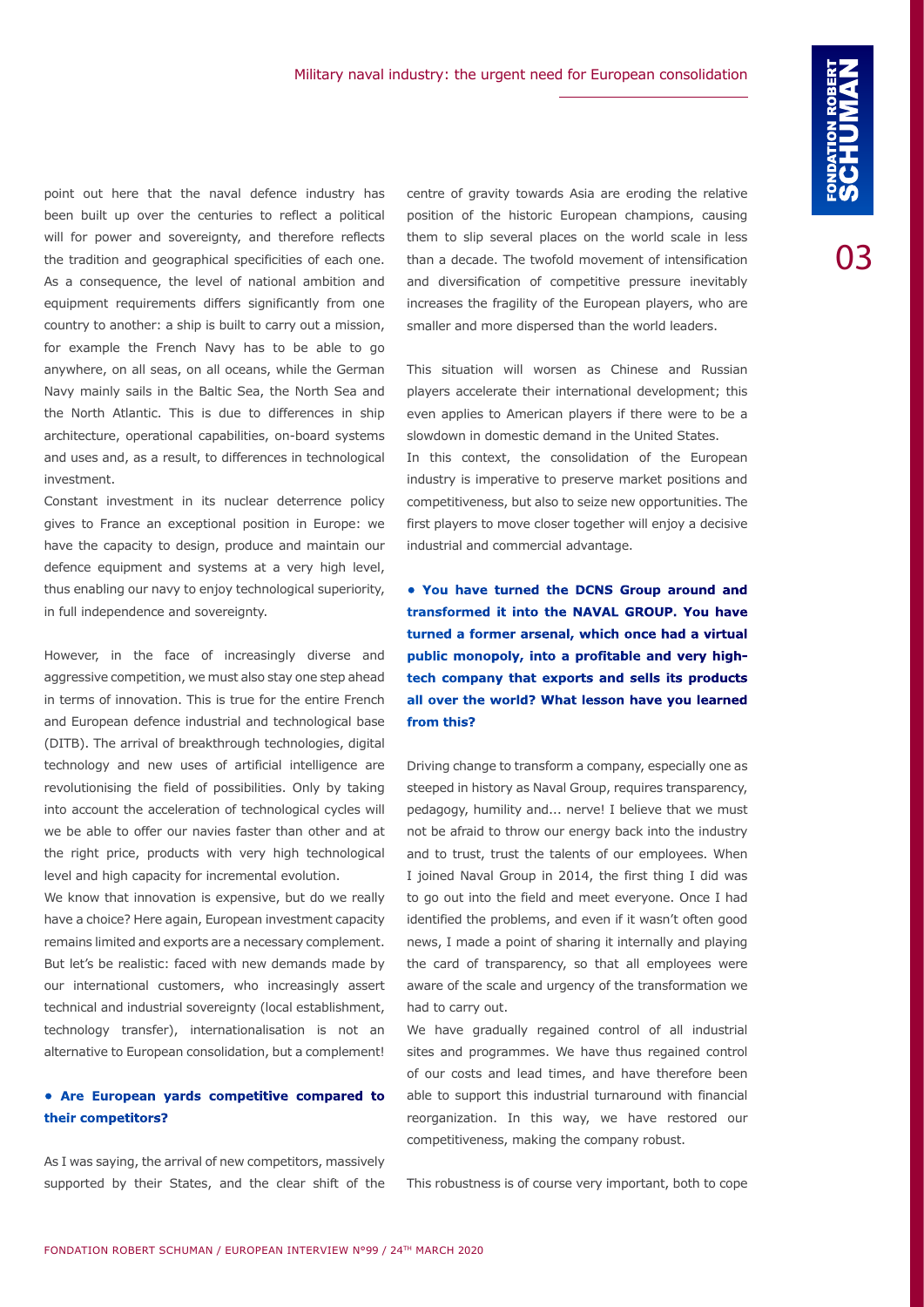point out here that the naval defence industry has been built up over the centuries to reflect a political will for power and sovereignty, and therefore reflects the tradition and geographical specificities of each one. As a consequence, the level of national ambition and equipment requirements differs significantly from one country to another: a ship is built to carry out a mission, for example the French Navy has to be able to go anywhere, on all seas, on all oceans, while the German Navy mainly sails in the Baltic Sea, the North Sea and the North Atlantic. This is due to differences in ship architecture, operational capabilities, on-board systems and uses and, as a result, to differences in technological investment.

Constant investment in its nuclear deterrence policy gives to France an exceptional position in Europe: we have the capacity to design, produce and maintain our defence equipment and systems at a very high level, thus enabling our navy to enjoy technological superiority, in full independence and sovereignty.

However, in the face of increasingly diverse and aggressive competition, we must also stay one step ahead in terms of innovation. This is true for the entire French and European defence industrial and technological base (DITB). The arrival of breakthrough technologies, digital technology and new uses of artificial intelligence are revolutionising the field of possibilities. Only by taking into account the acceleration of technological cycles will we be able to offer our navies faster than other and at the right price, products with very high technological level and high capacity for incremental evolution.

We know that innovation is expensive, but do we really have a choice? Here again, European investment capacity remains limited and exports are a necessary complement. But let's be realistic: faced with new demands made by our international customers, who increasingly assert technical and industrial sovereignty (local establishment, technology transfer), internationalisation is not an alternative to European consolidation, but a complement!

**• Are European yards competitive compared to their competitors?**

As I was saying, the arrival of new competitors, massively supported by their States, and the clear shift of the centre of gravity towards Asia are eroding the relative position of the historic European champions, causing them to slip several places on the world scale in less than a decade. The twofold movement of intensification and diversification of competitive pressure inevitably increases the fragility of the European players, who are smaller and more dispersed than the world leaders.

This situation will worsen as Chinese and Russian players accelerate their international development; this even applies to American players if there were to be a slowdown in domestic demand in the United States.

In this context, the consolidation of the European industry is imperative to preserve market positions and competitiveness, but also to seize new opportunities. The first players to move closer together will enjoy a decisive industrial and commercial advantage.

**• You have turned the DCNS Group around and transformed it into the NAVAL GROUP. You have turned a former arsenal, which once had a virtual public monopoly, into a profitable and very high-tech company that exports and sells its products all over the world? What lesson have you learned from this?**

Driving change to transform a company, especially one as steeped in history as Naval Group, requires transparency, pedagogy, humility and... nerve! I believe that we must not be afraid to throw our energy back into the industry and to trust, trust the talents of our employees. When I joined Naval Group in 2014, the first thing I did was to go out into the field and meet everyone. Once I had identified the problems, and even if it wasn't often good news, I made a point of sharing it internally and playing the card of transparency, so that all employees were aware of the scale and urgency of the transformation we had to carry out.

We have gradually regained control of all industrial sites and programmes. We have thus regained control of our costs and lead times, and have therefore been able to support this industrial turnaround with financial reorganization. In this way, we have restored our competitiveness, making the company robust.

This robustness is of course very important, both to cope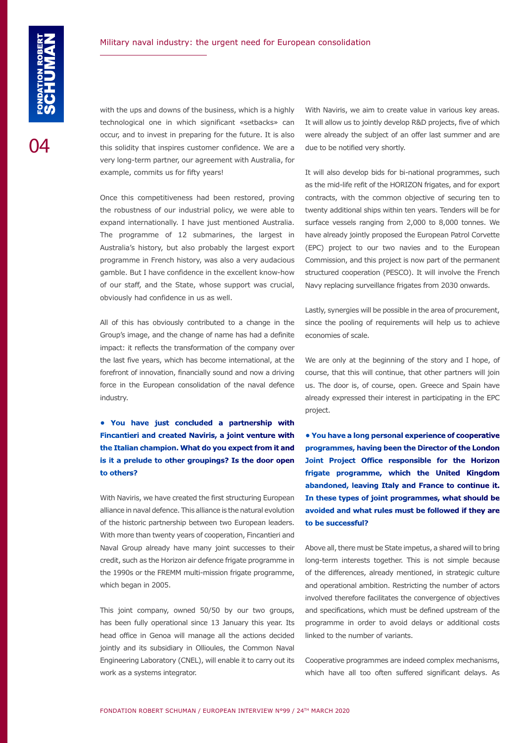with the ups and downs of the business, which is a highly technological one in which significant «setbacks» can occur, and to invest in preparing for the future. It is also this solidity that inspires customer confidence. We are a very long-term partner, our agreement with Australia, for example, commits us for fifty years!

Once this competitiveness had been restored, proving the robustness of our industrial policy, we were able to expand internationally. I have just mentioned Australia. The programme of 12 submarines, the largest in Australia's history, but also probably the largest export programme in French history, was also a very audacious gamble. But I have confidence in the excellent know-how of our staff, and the State, whose support was crucial, obviously had confidence in us as well.

All of this has obviously contributed to a change in the Group's image, and the change of name has had a definite impact: it reflects the transformation of the company over the last five years, which has become international, at the forefront of innovation, financially sound and now a driving force in the European consolidation of the naval defence industry.

**• You have just concluded a partnership with Fincantieri and created Naviris, a joint venture with the Italian champion. What do you expect from it and is it a prelude to other groupings? Is the door open to others?**

With Naviris, we have created the first structuring European alliance in naval defence. This alliance is the natural evolution of the historic partnership between two European leaders. With more than twenty years of cooperation, Fincantieri and Naval Group already have many joint successes to their credit, such as the Horizon air defence frigate programme in the 1990s or the FREMM multi-mission frigate programme, which began in 2005.

This joint company, owned 50/50 by our two groups, has been fully operational since 13 January this year. Its head office in Genoa will manage all the actions decided jointly and its subsidiary in Ollioules, the Common Naval Engineering Laboratory (CNEL), will enable it to carry out its work as a systems integrator.

With Naviris, we aim to create value in various key areas. It will allow us to jointly develop R&D projects, five of which were already the subject of an offer last summer and are due to be notified very shortly.

It will also develop bids for bi-national programmes, such as the mid-life refit of the HORIZON frigates, and for export contracts, with the common objective of securing ten to twenty additional ships within ten years. Tenders will be for surface vessels ranging from 2,000 to 8,000 tonnes. We have already jointly proposed the European Patrol Corvette (EPC) project to our two navies and to the European Commission, and this project is now part of the permanent structured cooperation (PESCO). It will involve the French Navy replacing surveillance frigates from 2030 onwards.

Lastly, synergies will be possible in the area of procurement, since the pooling of requirements will help us to achieve economies of scale.

We are only at the beginning of the story and I hope, of course, that this will continue, that other partners will join us. The door is, of course, open. Greece and Spain have already expressed their interest in participating in the EPC project.

**• You have a long personal experience of cooperative programmes, having been the Director of the London Joint Project Office responsible for the Horizon frigate programme, which the United Kingdom abandoned, leaving Italy and France to continue it. In these types of joint programmes, what should be avoided and what rules must be followed if they are to be successful?**

Above all, there must be State impetus, a shared will to bring long-term interests together. This is not simple because of the differences, already mentioned, in strategic culture and operational ambition. Restricting the number of actors involved therefore facilitates the convergence of objectives and specifications, which must be defined upstream of the programme in order to avoid delays or additional costs linked to the number of variants.

Cooperative programmes are indeed complex mechanisms, which have all too often suffered significant delays. As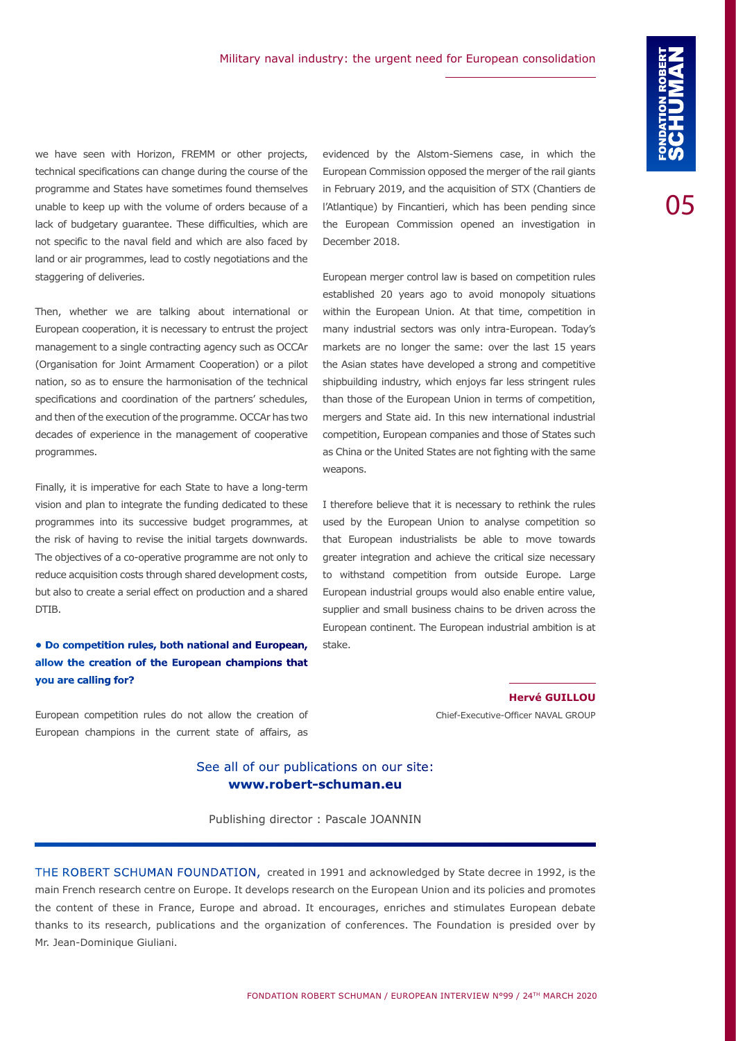we have seen with Horizon, FREMM or other projects, technical specifications can change during the course of the programme and States have sometimes found themselves unable to keep up with the volume of orders because of a lack of budgetary guarantee. These difficulties, which are not specific to the naval field and which are also faced by land or air programmes, lead to costly negotiations and the staggering of deliveries.

Then, whether we are talking about international or European cooperation, it is necessary to entrust the project management to a single contracting agency such as OCCAr (Organisation for Joint Armament Cooperation) or a pilot nation, so as to ensure the harmonisation of the technical specifications and coordination of the partners' schedules, and then of the execution of the programme. OCCAr has two decades of experience in the management of cooperative programmes.

Finally, it is imperative for each State to have a long-term vision and plan to integrate the funding dedicated to these programmes into its successive budget programmes, at the risk of having to revise the initial targets downwards. The objectives of a co-operative programme are not only to reduce acquisition costs through shared development costs, but also to create a serial effect on production and a shared DTIB.

**• Do competition rules, both national and European, allow the creation of the European champions that you are calling for?**

European competition rules do not allow the creation of European champions in the current state of affairs, as evidenced by the Alstom-Siemens case, in which the European Commission opposed the merger of the rail giants in February 2019, and the acquisition of STX (Chantiers de l'Atlantique) by Fincantieri, which has been pending since the European Commission opened an investigation in December 2018.

European merger control law is based on competition rules established 20 years ago to avoid monopoly situations within the European Union. At that time, competition in many industrial sectors was only intra-European. Today's markets are no longer the same: over the last 15 years the Asian states have developed a strong and competitive shipbuilding industry, which enjoys far less stringent rules than those of the European Union in terms of competition, mergers and State aid. In this new international industrial competition, European companies and those of States such as China or the United States are not fighting with the same weapons.

I therefore believe that it is necessary to rethink the rules used by the European Union to analyse competition so that European industrialists be able to move towards greater integration and achieve the critical size necessary to withstand competition from outside Europe. Large European industrial groups would also enable entire value, supplier and small business chains to be driven across the European continent. The European industrial ambition is at stake.

**Hervé GUILLOU**

Chief-Executive-Officer NAVAL GROUP

See all of our publications on our site:
**www.robert-schuman.eu**

Publishing director : Pascale JOANNIN

THE ROBERT SCHUMAN FOUNDATION, created in 1991 and acknowledged by State decree in 1992, is the main French research centre on Europe. It develops research on the European Union and its policies and promotes the content of these in France, Europe and abroad. It encourages, enriches and stimulates European debate thanks to its research, publications and the organization of conferences. The Foundation is presided over by Mr. Jean-Dominique Giuliani.